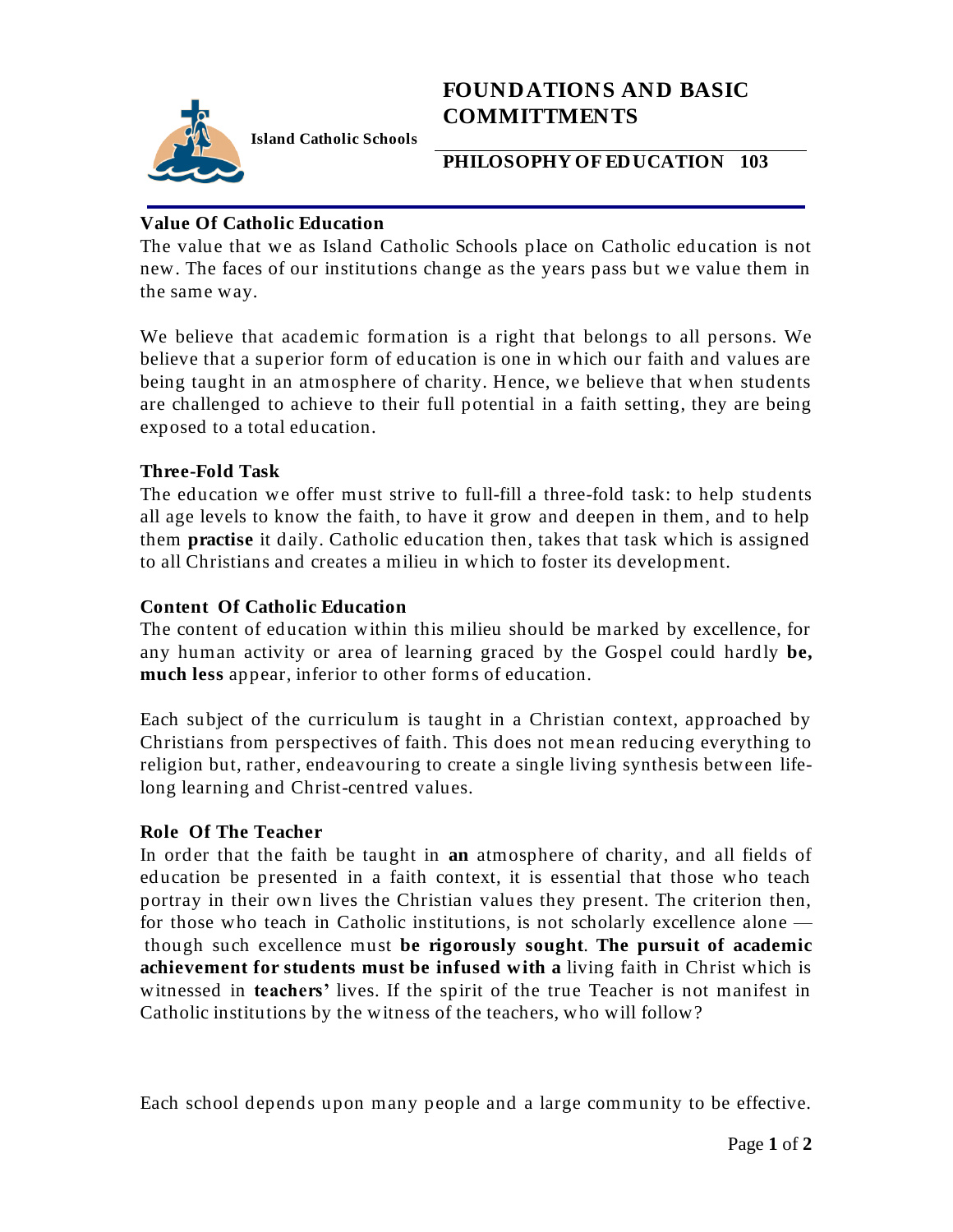Island Catholic Schools

# FOUNDATIONS AND BASIC COMMITTMENTS

## PHILOSOPHY OF EDUCATION 103

### Value Of Catholic Education

The value that we as Island Catholic Schools place on Catholic education is not new. The faces of our institutions change as the years pass but we value them in the same way.

We believe that academic formation is a right that belongs to all persons. We believe that a superior form of education is one in which our faith and values are being taught in an atmosphere of charity. Hence, we believe that when students are challenged to achieve to their full potential in a faith setting, they are being exposed to a total education.

### Three-Fold Task

The education we offer must strive to full-fill a three-fold task: to help students all age levels to know the faith, to have it grow and deepen in them, and to help them **practise** it daily. Catholic education then, takes that task which is assigned to all Christians and creates a milieu in which to foster its development.

### Content Of Catholic Education

The content of education within this milieu should be marked by excellence, for any human activity or area of learning graced by the Gospel could hardly **be, much less** appear, inferior to other forms of education.

Each subject of the curriculum is taught in a Christian context, approached by Christians from perspectives of faith. This does not mean reducing everything to religion but, rather, endeavouring to create a single living synthesis between life-long learning and Christ-centred values.

### Role Of The Teacher

In order that the faith be taught in **an** atmosphere of charity, and all fields of education be presented in a faith context, it is essential that those who teach portray in their own lives the Christian values they present. The criterion then, for those who teach in Catholic institutions, is not scholarly excellence alone — though such excellence must **be rigorously sought**. **The pursuit of academic achievement for students must be infused with a** living faith in Christ which is witnessed in **teachers'** lives. If the spirit of the true Teacher is not manifest in Catholic institutions by the witness of the teachers, who will follow?

Each school depends upon many people and a large community to be effective.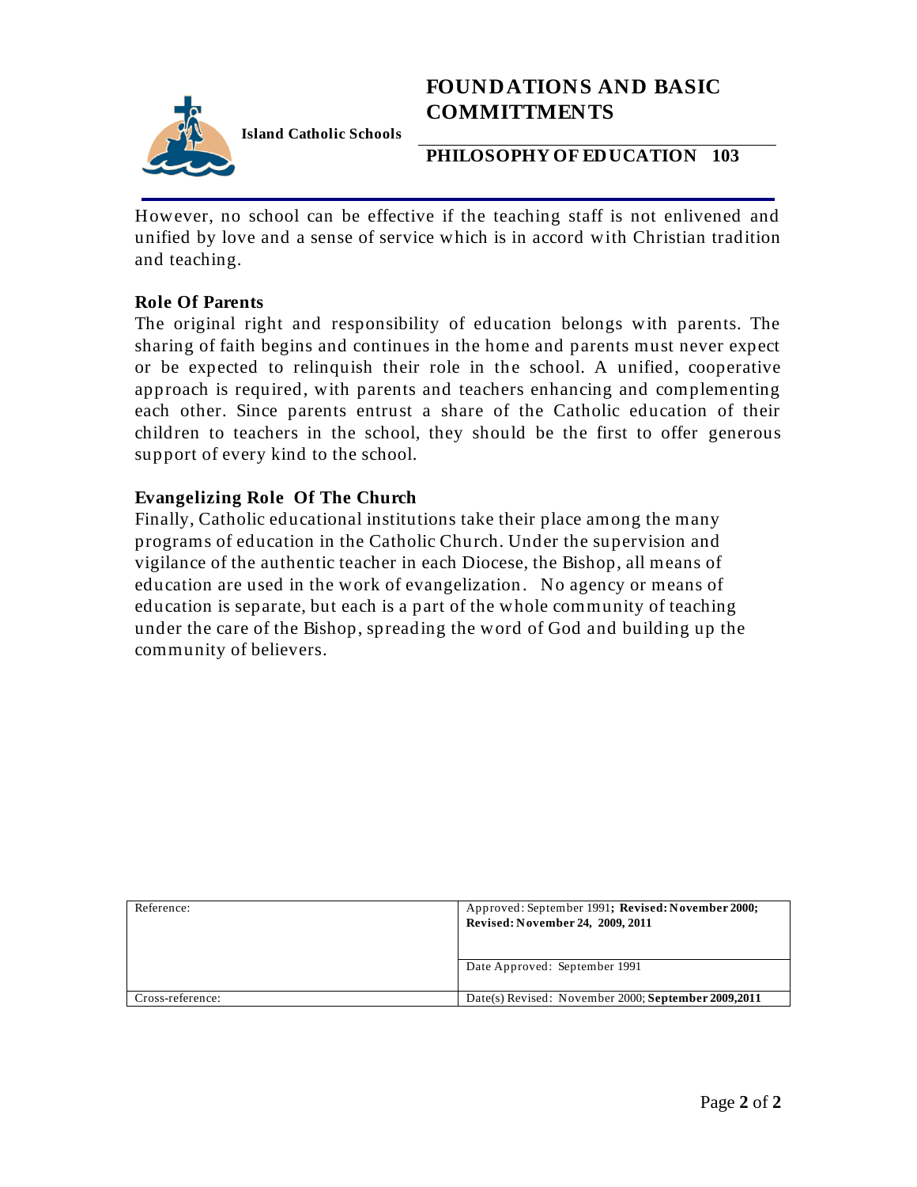However, no school can be effective if the teaching staff is not enlivened and unified by love and a sense of service which is in accord with Christian tradition and teaching.

**Role Of Parents**

The original right and responsibility of education belongs with parents. The sharing of faith begins and continues in the home and parents must never expect or be expected to relinquish their role in the school. A unified, cooperative approach is required, with parents and teachers enhancing and complementing each other. Since parents entrust a share of the Catholic education of their children to teachers in the school, they should be the first to offer generous support of every kind to the school.

**Evangelizing Role Of The Church**

Finally, Catholic educational institutions take their place among the many programs of education in the Catholic Church. Under the supervision and vigilance of the authentic teacher in each Diocese, the Bishop, all means of education are used in the work of evangelization. No agency or means of education is separate, but each is a part of the whole community of teaching under the care of the Bishop, spreading the word of God and building up the community of believers.

| | |
|---|---|
| Reference: | Approved: September 1991**; Revised: November 2000; Revised: November 24, 2009, 2011** |
| | Date Approved: September 1991 |
| Cross-reference: | Date(s) Revised: November 2000; **September 2009,2011** |